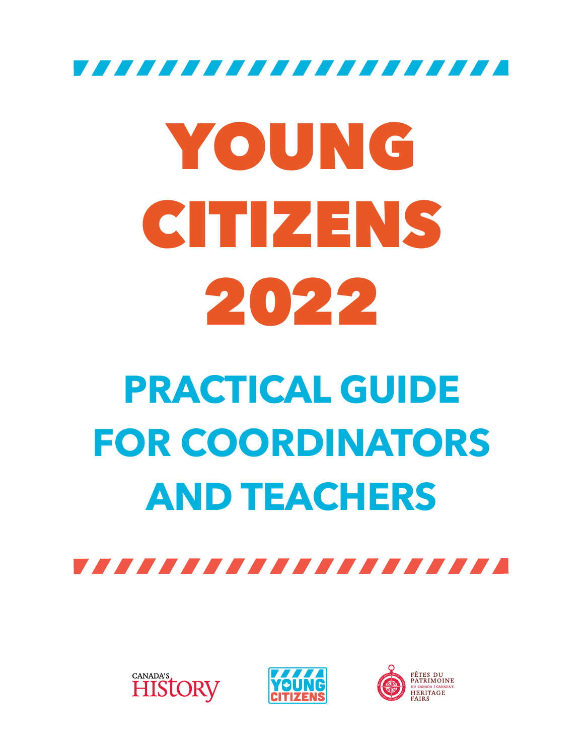# YOUNG CITIZENS 2022

## PRACTICAL GUIDE FOR COORDINATORS AND TEACHERS

CANADA'S HISTORY

YOUNG CITIZENS

FÊTES DU PATRIMOINE DU CANADA | CANADA'S HERITAGE FAIRS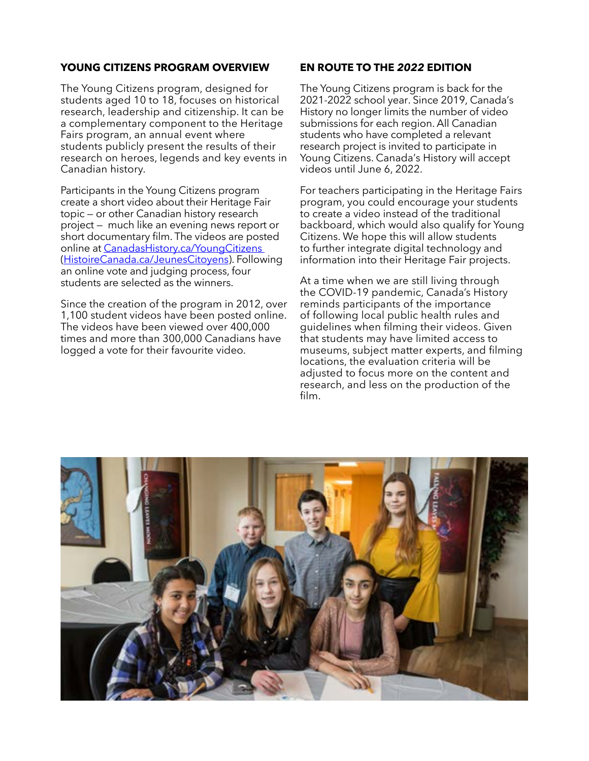## YOUNG CITIZENS PROGRAM OVERVIEW

The Young Citizens program, designed for students aged 10 to 18, focuses on historical research, leadership and citizenship. It can be a complementary component to the Heritage Fairs program, an annual event where students publicly present the results of their research on heroes, legends and key events in Canadian history.

Participants in the Young Citizens program create a short video about their Heritage Fair topic — or other Canadian history research project — much like an evening news report or short documentary film. The videos are posted online at [CanadasHistory.ca/YoungCitizens](CanadasHistory.ca/YoungCitizens) ([HistoireCanada.ca/JeunesCitoyens](HistoireCanada.ca/JeunesCitoyens)). Following an online vote and judging process, four students are selected as the winners.

Since the creation of the program in 2012, over 1,100 student videos have been posted online. The videos have been viewed over 400,000 times and more than 300,000 Canadians have logged a vote for their favourite video.

## EN ROUTE TO THE *2022* EDITION

The Young Citizens program is back for the 2021-2022 school year. Since 2019, Canada's History no longer limits the number of video submissions for each region. All Canadian students who have completed a relevant research project is invited to participate in Young Citizens. Canada's History will accept videos until June 6, 2022.

For teachers participating in the Heritage Fairs program, you could encourage your students to create a video instead of the traditional backboard, which would also qualify for Young Citizens. We hope this will allow students to further integrate digital technology and information into their Heritage Fair projects.

At a time when we are still living through the COVID-19 pandemic, Canada's History reminds participants of the importance of following local public health rules and guidelines when filming their videos. Given that students may have limited access to museums, subject matter experts, and filming locations, the evaluation criteria will be adjusted to focus more on the content and research, and less on the production of the film.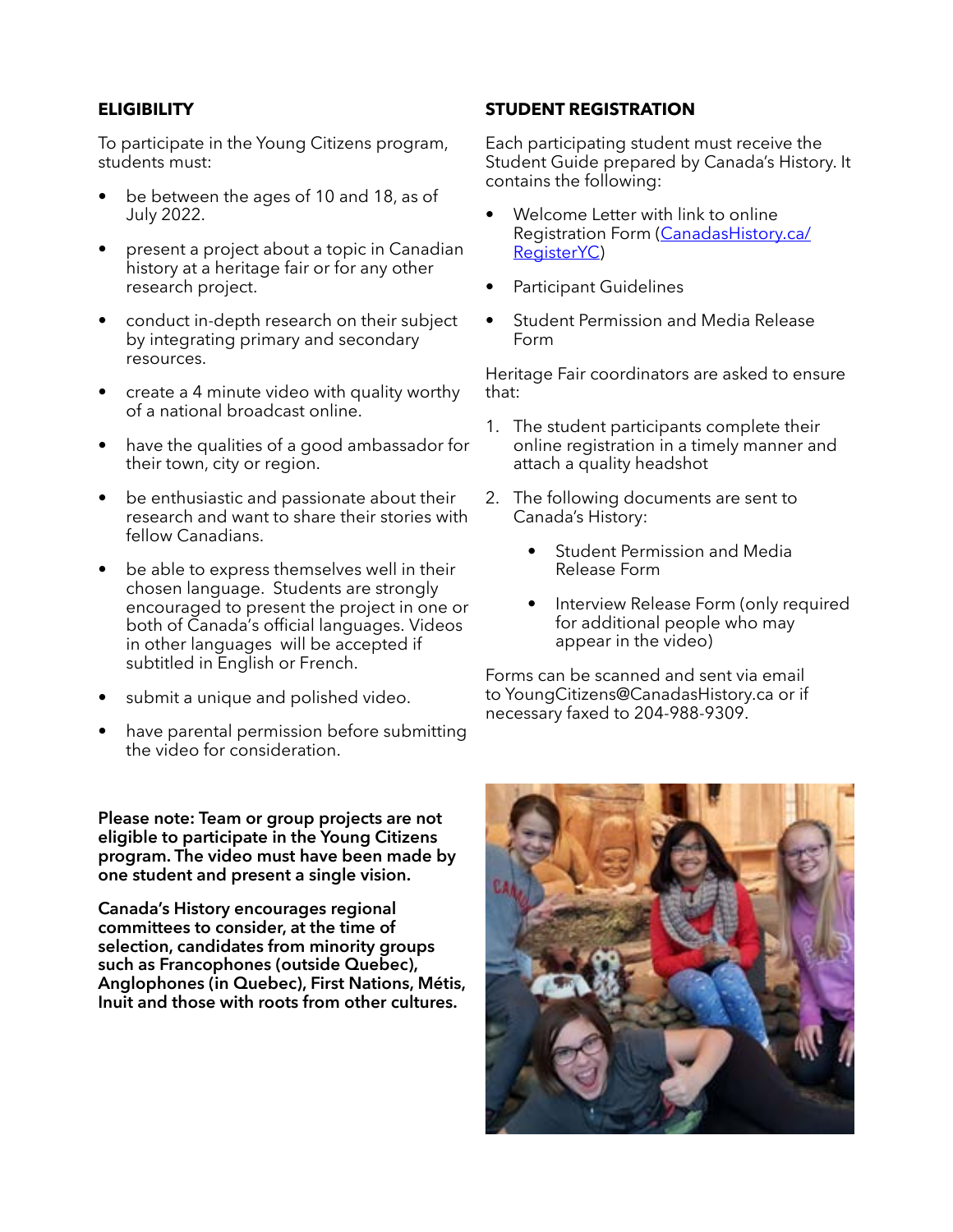## ELIGIBILITY

To participate in the Young Citizens program, students must:

- be between the ages of 10 and 18, as of July 2022.
- present a project about a topic in Canadian history at a heritage fair or for any other research project.
- conduct in-depth research on their subject by integrating primary and secondary resources.
- create a 4 minute video with quality worthy of a national broadcast online.
- have the qualities of a good ambassador for their town, city or region.
- be enthusiastic and passionate about their research and want to share their stories with fellow Canadians.
- be able to express themselves well in their chosen language. Students are strongly encouraged to present the project in one or both of Canada's official languages. Videos in other languages will be accepted if subtitled in English or French.
- submit a unique and polished video.
- have parental permission before submitting the video for consideration.

**Please note: Team or group projects are not eligible to participate in the Young Citizens program. The video must have been made by one student and present a single vision.**

**Canada's History encourages regional committees to consider, at the time of selection, candidates from minority groups such as Francophones (outside Quebec), Anglophones (in Quebec), First Nations, Métis, Inuit and those with roots from other cultures.**

## STUDENT REGISTRATION

Each participating student must receive the Student Guide prepared by Canada's History. It contains the following:

- Welcome Letter with link to online Registration Form ([CanadasHistory.ca/RegisterYC](CanadasHistory.ca/RegisterYC))
- Participant Guidelines
- Student Permission and Media Release Form

Heritage Fair coordinators are asked to ensure that:

1. The student participants complete their online registration in a timely manner and attach a quality headshot
2. The following documents are sent to Canada's History:
   - Student Permission and Media Release Form
   - Interview Release Form (only required for additional people who may appear in the video)

Forms can be scanned and sent via email to YoungCitizens@CanadasHistory.ca or if necessary faxed to 204-988-9309.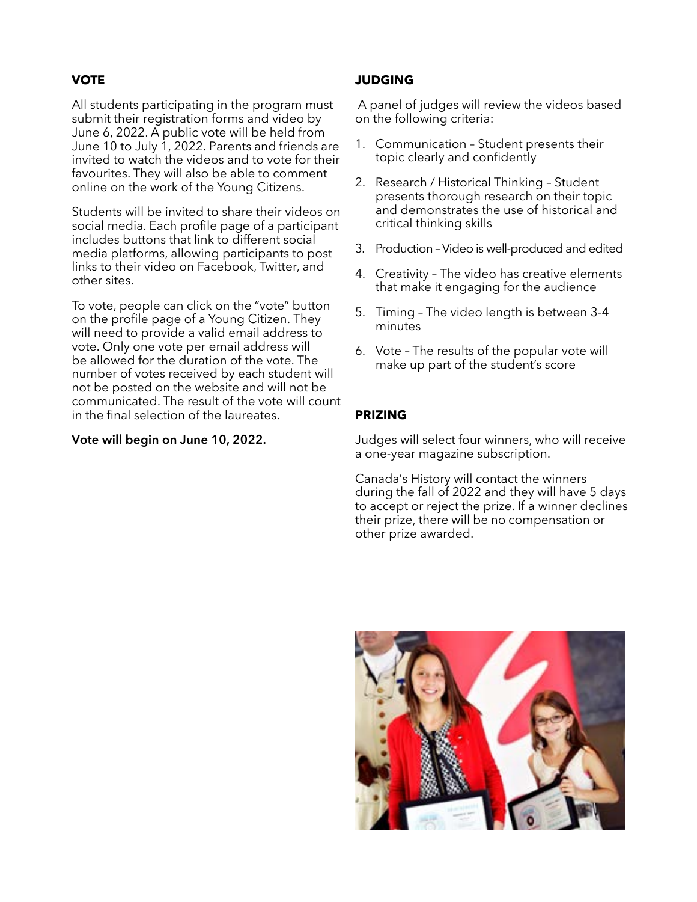## VOTE

All students participating in the program must submit their registration forms and video by June 6, 2022. A public vote will be held from June 10 to July 1, 2022. Parents and friends are invited to watch the videos and to vote for their favourites. They will also be able to comment online on the work of the Young Citizens.

Students will be invited to share their videos on social media. Each profile page of a participant includes buttons that link to different social media platforms, allowing participants to post links to their video on Facebook, Twitter, and other sites.

To vote, people can click on the "vote" button on the profile page of a Young Citizen. They will need to provide a valid email address to vote. Only one vote per email address will be allowed for the duration of the vote. The number of votes received by each student will not be posted on the website and will not be communicated. The result of the vote will count in the final selection of the laureates.

**Vote will begin on June 10, 2022.**

## JUDGING

A panel of judges will review the videos based on the following criteria:

1. Communication – Student presents their topic clearly and confidently
2. Research / Historical Thinking – Student presents thorough research on their topic and demonstrates the use of historical and critical thinking skills
3. Production – Video is well-produced and edited
4. Creativity – The video has creative elements that make it engaging for the audience
5. Timing – The video length is between 3-4 minutes
6. Vote – The results of the popular vote will make up part of the student's score

## PRIZING

Judges will select four winners, who will receive a one-year magazine subscription.

Canada's History will contact the winners during the fall of 2022 and they will have 5 days to accept or reject the prize. If a winner declines their prize, there will be no compensation or other prize awarded.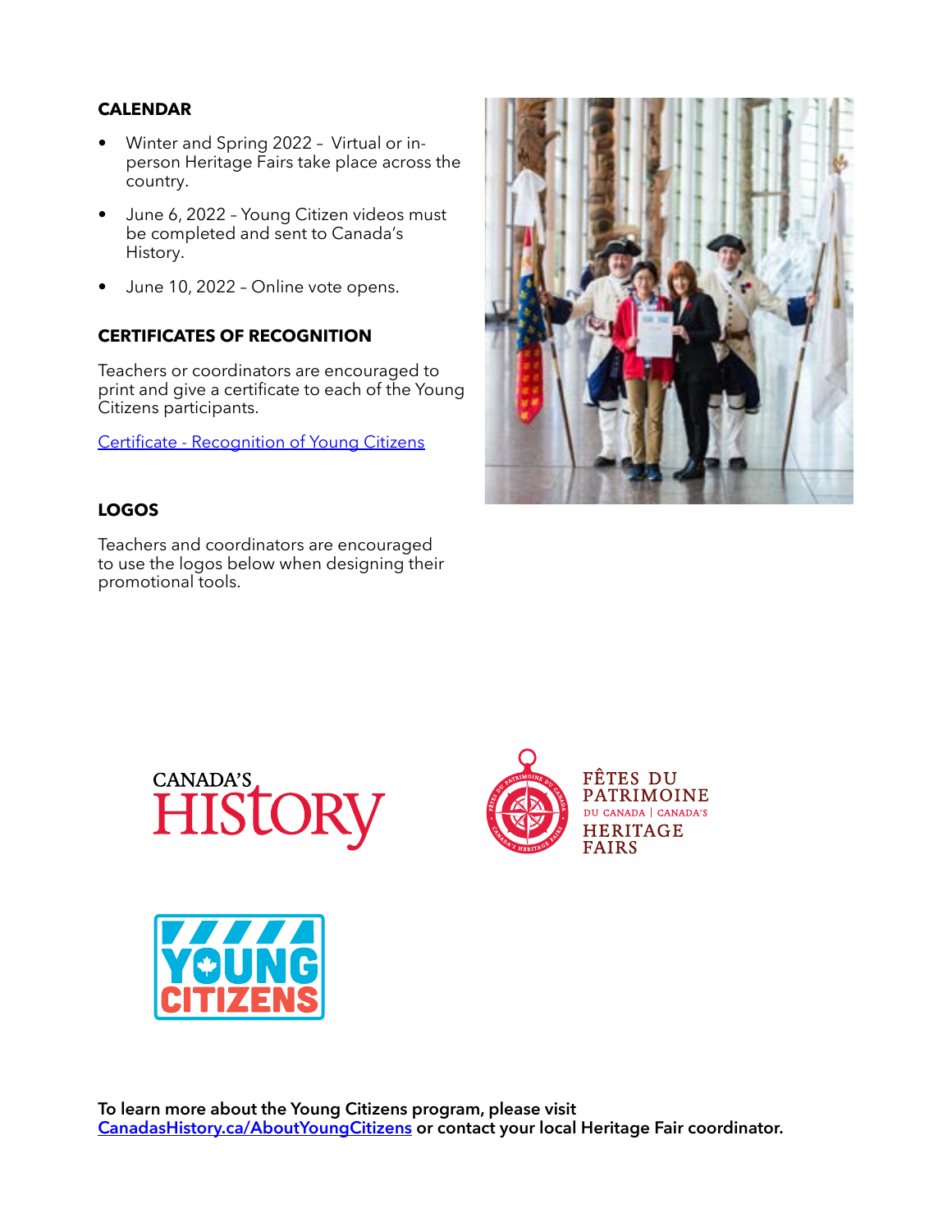## CALENDAR

- Winter and Spring 2022 – Virtual or in-person Heritage Fairs take place across the country.
- June 6, 2022 – Young Citizen videos must be completed and sent to Canada's History.
- June 10, 2022 – Online vote opens.

## CERTIFICATES OF RECOGNITION

Teachers or coordinators are encouraged to print and give a certificate to each of the Young Citizens participants.

Certificate - Recognition of Young Citizens

## LOGOS

Teachers and coordinators are encouraged to use the logos below when designing their promotional tools.

**To learn more about the Young Citizens program, please visit CanadasHistory.ca/AboutYoungCitizens or contact your local Heritage Fair coordinator.**